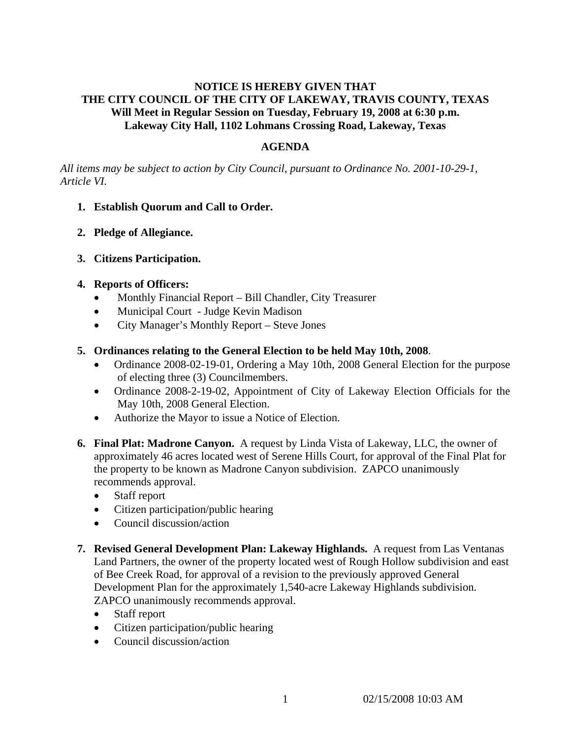**NOTICE IS HEREBY GIVEN THAT**
**THE CITY COUNCIL OF THE CITY OF LAKEWAY, TRAVIS COUNTY, TEXAS**
**Will Meet in Regular Session on Tuesday, February 19, 2008 at 6:30 p.m.**
**Lakeway City Hall, 1102 Lohmans Crossing Road, Lakeway, Texas**

## AGENDA

*All items may be subject to action by City Council, pursuant to Ordinance No. 2001-10-29-1, Article VI.*

1. **Establish Quorum and Call to Order.**

2. **Pledge of Allegiance.**

3. **Citizens Participation.**

4. **Reports of Officers:**
   - Monthly Financial Report – Bill Chandler, City Treasurer
   - Municipal Court - Judge Kevin Madison
   - City Manager's Monthly Report – Steve Jones

5. **Ordinances relating to the General Election to be held May 10th, 2008**.
   - Ordinance 2008-02-19-01, Ordering a May 10th, 2008 General Election for the purpose of electing three (3) Councilmembers.
   - Ordinance 2008-2-19-02, Appointment of City of Lakeway Election Officials for the May 10th, 2008 General Election.
   - Authorize the Mayor to issue a Notice of Election.

6. **Final Plat: Madrone Canyon.** A request by Linda Vista of Lakeway, LLC, the owner of approximately 46 acres located west of Serene Hills Court, for approval of the Final Plat for the property to be known as Madrone Canyon subdivision. ZAPCO unanimously recommends approval.
   - Staff report
   - Citizen participation/public hearing
   - Council discussion/action

7. **Revised General Development Plan: Lakeway Highlands.** A request from Las Ventanas Land Partners, the owner of the property located west of Rough Hollow subdivision and east of Bee Creek Road, for approval of a revision to the previously approved General Development Plan for the approximately 1,540-acre Lakeway Highlands subdivision. ZAPCO unanimously recommends approval.
   - Staff report
   - Citizen participation/public hearing
   - Council discussion/action

02/15/2008 10:03 AM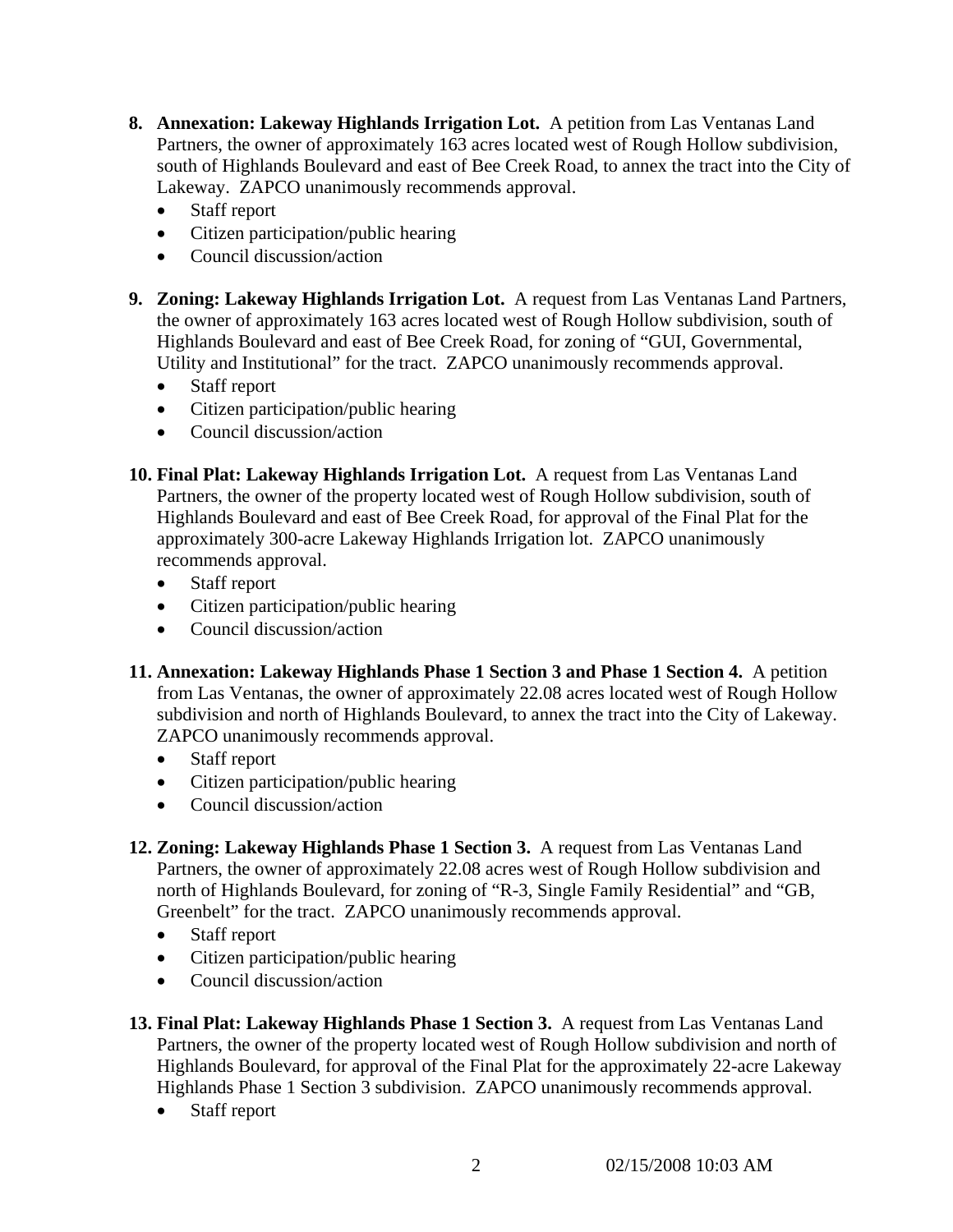8. **Annexation: Lakeway Highlands Irrigation Lot.** A petition from Las Ventanas Land Partners, the owner of approximately 163 acres located west of Rough Hollow subdivision, south of Highlands Boulevard and east of Bee Creek Road, to annex the tract into the City of Lakeway. ZAPCO unanimously recommends approval.
   - Staff report
   - Citizen participation/public hearing
   - Council discussion/action

9. **Zoning: Lakeway Highlands Irrigation Lot.** A request from Las Ventanas Land Partners, the owner of approximately 163 acres located west of Rough Hollow subdivision, south of Highlands Boulevard and east of Bee Creek Road, for zoning of "GUI, Governmental, Utility and Institutional" for the tract. ZAPCO unanimously recommends approval.
   - Staff report
   - Citizen participation/public hearing
   - Council discussion/action

10. **Final Plat: Lakeway Highlands Irrigation Lot.** A request from Las Ventanas Land Partners, the owner of the property located west of Rough Hollow subdivision, south of Highlands Boulevard and east of Bee Creek Road, for approval of the Final Plat for the approximately 300-acre Lakeway Highlands Irrigation lot. ZAPCO unanimously recommends approval.
    - Staff report
    - Citizen participation/public hearing
    - Council discussion/action

11. **Annexation: Lakeway Highlands Phase 1 Section 3 and Phase 1 Section 4.** A petition from Las Ventanas, the owner of approximately 22.08 acres located west of Rough Hollow subdivision and north of Highlands Boulevard, to annex the tract into the City of Lakeway. ZAPCO unanimously recommends approval.
    - Staff report
    - Citizen participation/public hearing
    - Council discussion/action

12. **Zoning: Lakeway Highlands Phase 1 Section 3.** A request from Las Ventanas Land Partners, the owner of approximately 22.08 acres west of Rough Hollow subdivision and north of Highlands Boulevard, for zoning of "R-3, Single Family Residential" and "GB, Greenbelt" for the tract. ZAPCO unanimously recommends approval.
    - Staff report
    - Citizen participation/public hearing
    - Council discussion/action

13. **Final Plat: Lakeway Highlands Phase 1 Section 3.** A request from Las Ventanas Land Partners, the owner of the property located west of Rough Hollow subdivision and north of Highlands Boulevard, for approval of the Final Plat for the approximately 22-acre Lakeway Highlands Phase 1 Section 3 subdivision. ZAPCO unanimously recommends approval.
    - Staff report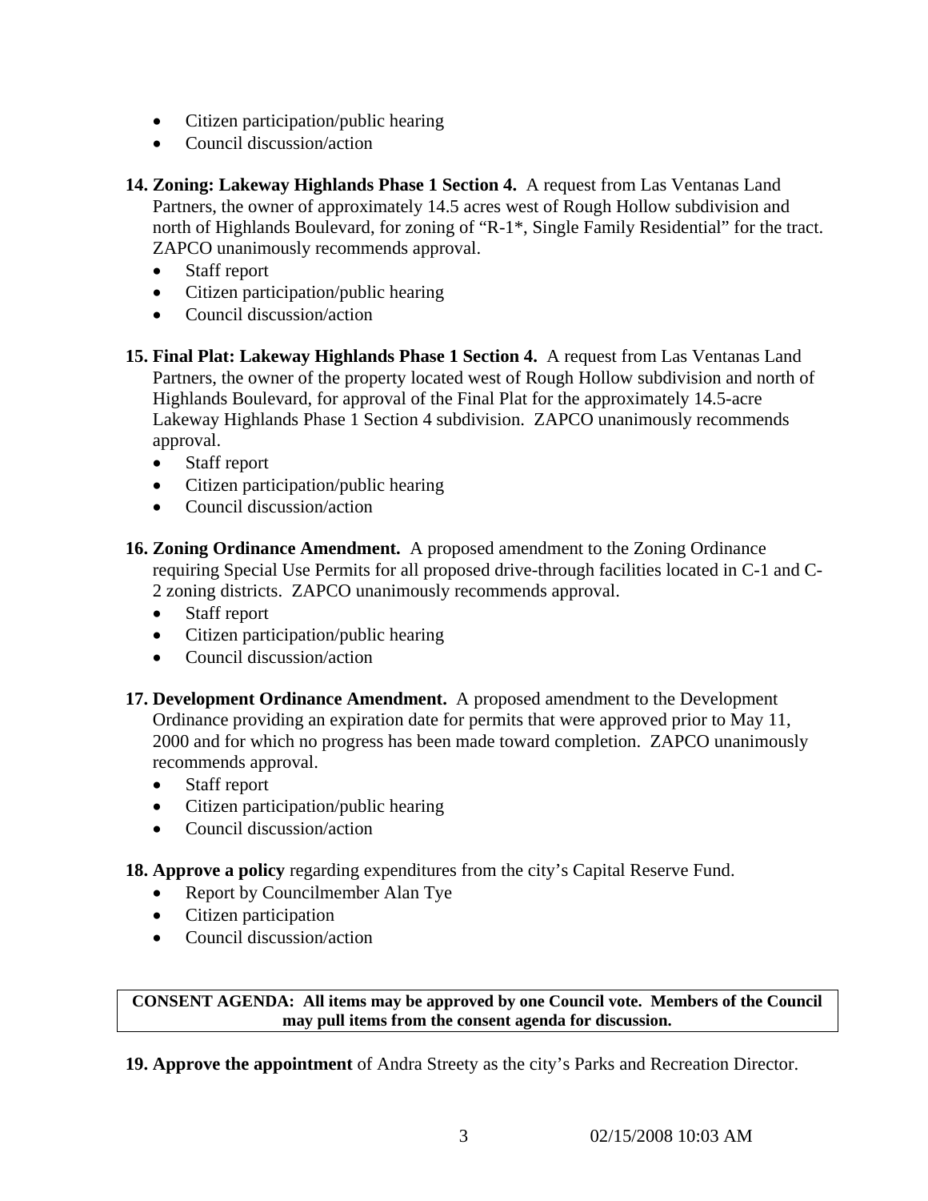- Citizen participation/public hearing
- Council discussion/action

**14. Zoning: Lakeway Highlands Phase 1 Section 4.** A request from Las Ventanas Land Partners, the owner of approximately 14.5 acres west of Rough Hollow subdivision and north of Highlands Boulevard, for zoning of "R-1*, Single Family Residential" for the tract. ZAPCO unanimously recommends approval.

- Staff report
- Citizen participation/public hearing
- Council discussion/action

**15. Final Plat: Lakeway Highlands Phase 1 Section 4.** A request from Las Ventanas Land Partners, the owner of the property located west of Rough Hollow subdivision and north of Highlands Boulevard, for approval of the Final Plat for the approximately 14.5-acre Lakeway Highlands Phase 1 Section 4 subdivision. ZAPCO unanimously recommends approval.

- Staff report
- Citizen participation/public hearing
- Council discussion/action

**16. Zoning Ordinance Amendment.** A proposed amendment to the Zoning Ordinance requiring Special Use Permits for all proposed drive-through facilities located in C-1 and C-2 zoning districts. ZAPCO unanimously recommends approval.

- Staff report
- Citizen participation/public hearing
- Council discussion/action

**17. Development Ordinance Amendment.** A proposed amendment to the Development Ordinance providing an expiration date for permits that were approved prior to May 11, 2000 and for which no progress has been made toward completion. ZAPCO unanimously recommends approval.

- Staff report
- Citizen participation/public hearing
- Council discussion/action

**18. Approve a policy** regarding expenditures from the city's Capital Reserve Fund.

- Report by Councilmember Alan Tye
- Citizen participation
- Council discussion/action

**CONSENT AGENDA: All items may be approved by one Council vote. Members of the Council may pull items from the consent agenda for discussion.**

**19. Approve the appointment** of Andra Streety as the city's Parks and Recreation Director.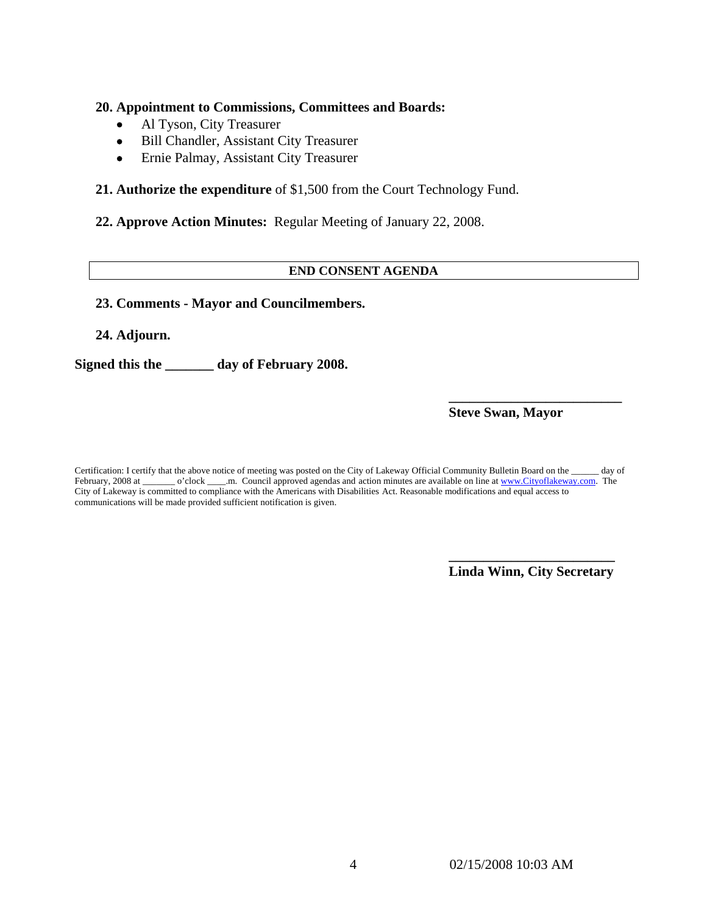**20. Appointment to Commissions, Committees and Boards:**

- Al Tyson, City Treasurer
- Bill Chandler, Assistant City Treasurer
- Ernie Palmay, Assistant City Treasurer

**21. Authorize the expenditure** of $1,500 from the Court Technology Fund.

**22. Approve Action Minutes:** Regular Meeting of January 22, 2008.

| **END CONSENT AGENDA** |
|---|

**23. Comments - Mayor and Councilmembers.**

**24. Adjourn.**

**Signed this the _______ day of February 2008.**

**________________________**
**Steve Swan, Mayor**

Certification: I certify that the above notice of meeting was posted on the City of Lakeway Official Community Bulletin Board on the ______ day of February, 2008 at _______ o'clock ____.m. Council approved agendas and action minutes are available on line at www.Cityoflakeway.com. The City of Lakeway is committed to compliance with the Americans with Disabilities Act. Reasonable modifications and equal access to communications will be made provided sufficient notification is given.

**________________________**
**Linda Winn, City Secretary**

02/15/2008 10:03 AM